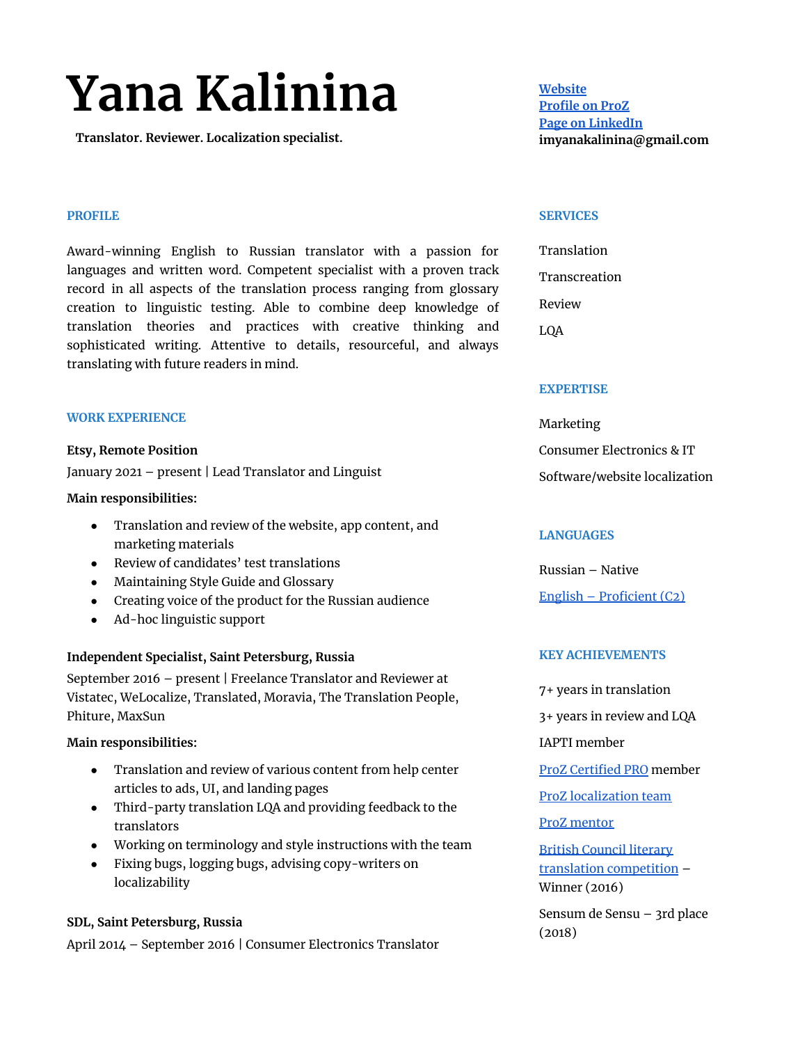# Yana Kalinina

**Translator. Reviewer. Localization specialist.**

[Website](#)
[Profile on ProZ](#)
[Page on LinkedIn](#)
**imyanakalinina@gmail.com**

## PROFILE

Award-winning English to Russian translator with a passion for languages and written word. Competent specialist with a proven track record in all aspects of the translation process ranging from glossary creation to linguistic testing. Able to combine deep knowledge of translation theories and practices with creative thinking and sophisticated writing. Attentive to details, resourceful, and always translating with future readers in mind.

## WORK EXPERIENCE

**Etsy, Remote Position**

January 2021 – present | Lead Translator and Linguist

**Main responsibilities:**

- Translation and review of the website, app content, and marketing materials
- Review of candidates' test translations
- Maintaining Style Guide and Glossary
- Creating voice of the product for the Russian audience
- Ad-hoc linguistic support

**Independent Specialist, Saint Petersburg, Russia**

September 2016 – present | Freelance Translator and Reviewer at Vistatec, WeLocalize, Translated, Moravia, The Translation People, Phiture, MaxSun

**Main responsibilities:**

- Translation and review of various content from help center articles to ads, UI, and landing pages
- Third-party translation LQA and providing feedback to the translators
- Working on terminology and style instructions with the team
- Fixing bugs, logging bugs, advising copy-writers on localizability

**SDL, Saint Petersburg, Russia**

April 2014 – September 2016 | Consumer Electronics Translator

## SERVICES

Translation

Transcreation

Review

LQA

## EXPERTISE

Marketing

Consumer Electronics & IT

Software/website localization

## LANGUAGES

Russian – Native

English – Proficient (C2)

## KEY ACHIEVEMENTS

7+ years in translation

3+ years in review and LQA

IAPTI member

ProZ Certified PRO member

ProZ localization team

ProZ mentor

British Council literary translation competition – Winner (2016)

Sensum de Sensu – 3rd place (2018)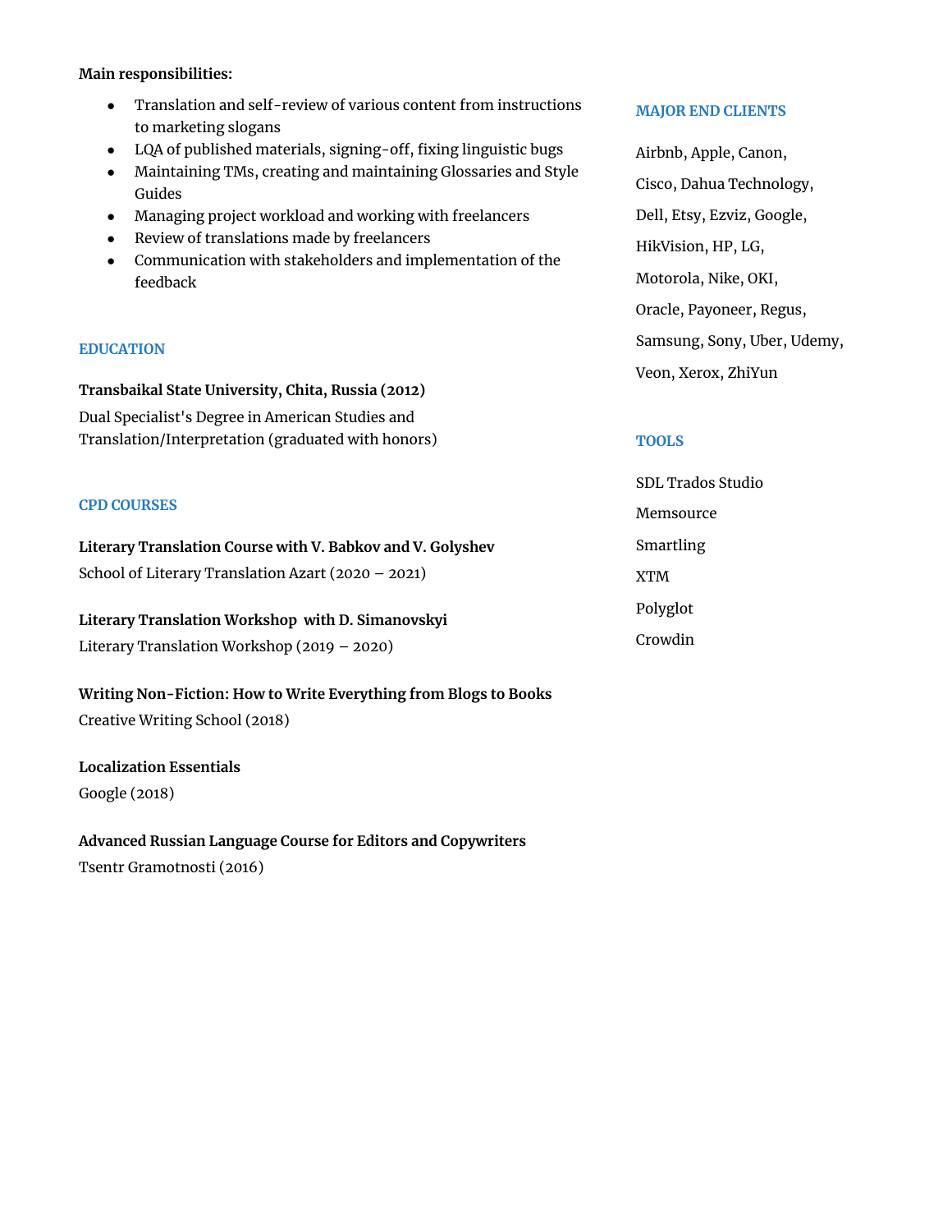**Main responsibilities:**

- Translation and self-review of various content from instructions to marketing slogans
- LQA of published materials, signing-off, fixing linguistic bugs
- Maintaining TMs, creating and maintaining Glossaries and Style Guides
- Managing project workload and working with freelancers
- Review of translations made by freelancers
- Communication with stakeholders and implementation of the feedback

## EDUCATION

**Transbaikal State University, Chita, Russia (2012)**

Dual Specialist's Degree in American Studies and Translation/Interpretation (graduated with honors)

## CPD COURSES

**Literary Translation Course with V. Babkov and V. Golyshev**

School of Literary Translation Azart (2020 – 2021)

**Literary Translation Workshop with D. Simanovskyi**

Literary Translation Workshop (2019 – 2020)

**Writing Non-Fiction: How to Write Everything from Blogs to Books**

Creative Writing School (2018)

**Localization Essentials**

Google (2018)

**Advanced Russian Language Course for Editors and Copywriters**

Tsentr Gramotnosti (2016)

## MAJOR END CLIENTS

Airbnb, Apple, Canon, Cisco, Dahua Technology, Dell, Etsy, Ezviz, Google, HikVision, HP, LG, Motorola, Nike, OKI, Oracle, Payoneer, Regus, Samsung, Sony, Uber, Udemy, Veon, Xerox, ZhiYun

## TOOLS

SDL Trados Studio

Memsource

Smartling

XTM

Polyglot

Crowdin